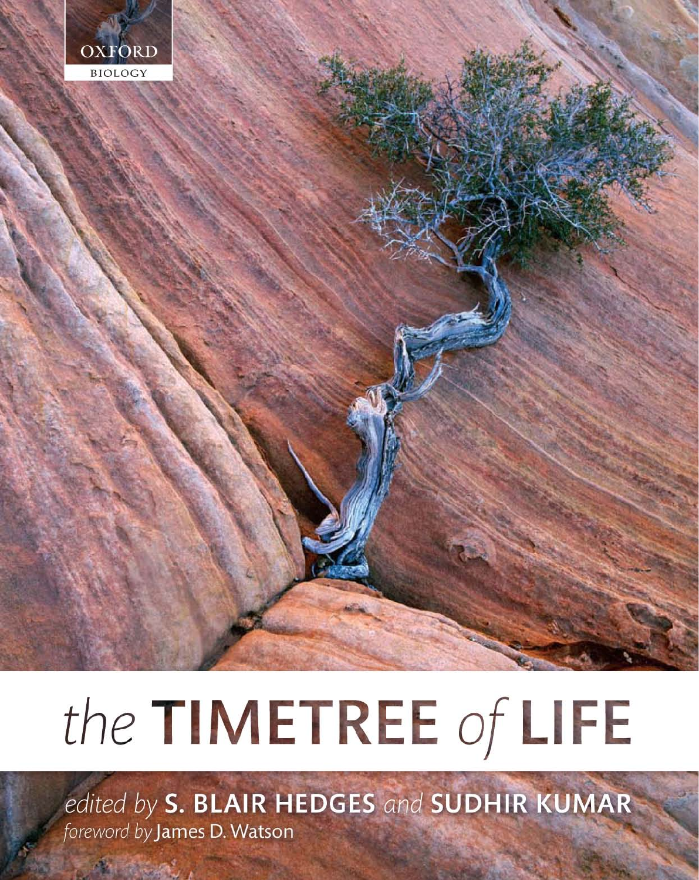OXFORD

BIOLOGY

# *the* TIMETREE *of* LIFE

*edited by* **S. BLAIR HEDGES** *and* **SUDHIR KUMAR**

*foreword by* James D. Watson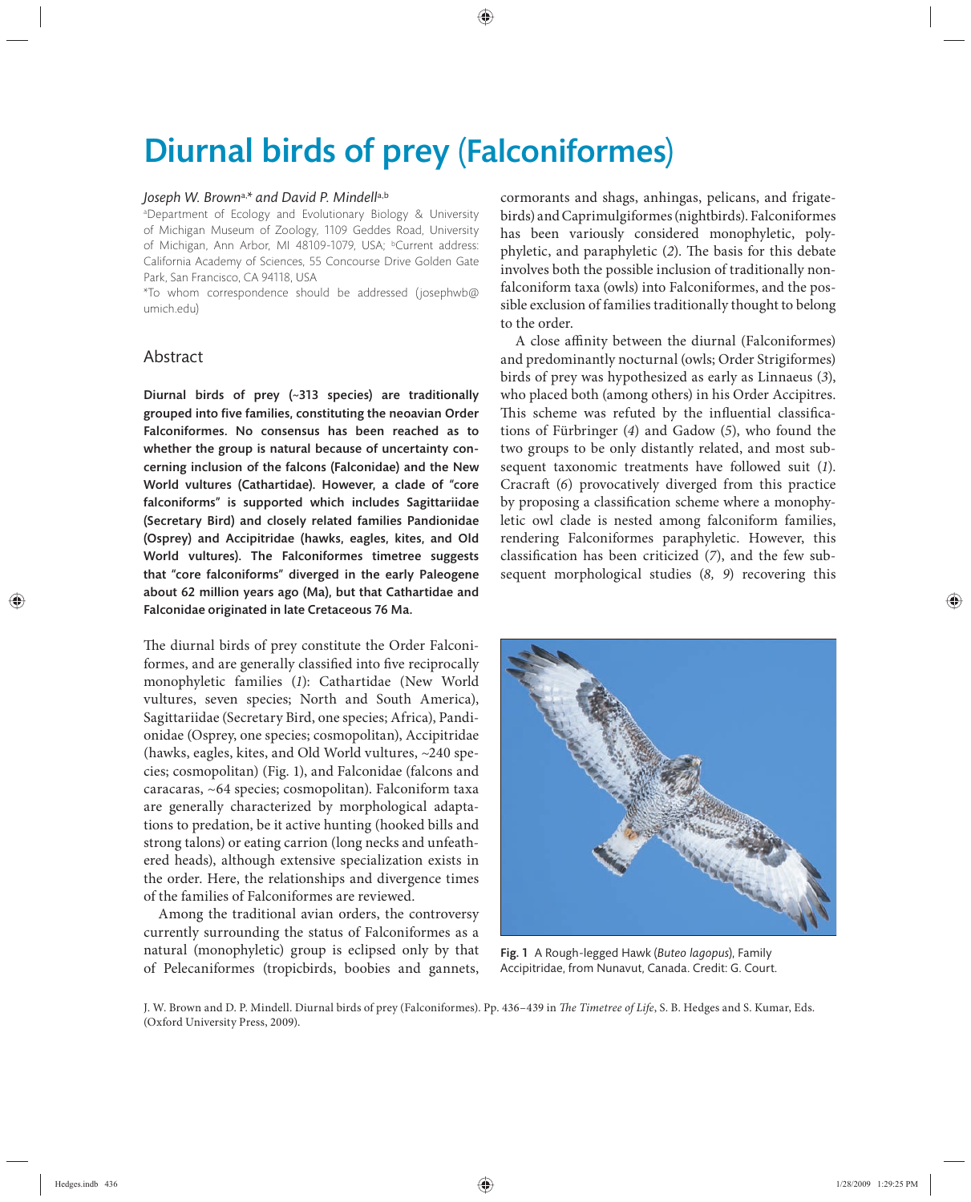# Diurnal birds of prey (Falconiformes)

*Joseph W. Brown*[a,*] *and David P. Mindell*[a,b]

[a]Department of Ecology and Evolutionary Biology & University of Michigan Museum of Zoology, 1109 Geddes Road, University of Michigan, Ann Arbor, MI 48109-1079, USA; [b]Current address: California Academy of Sciences, 55 Concourse Drive Golden Gate Park, San Francisco, CA 94118, USA

*To whom correspondence should be addressed (josephwb@umich.edu)

## Abstract

**Diurnal birds of prey (~313 species) are traditionally grouped into five families, constituting the neoavian Order Falconiformes. No consensus has been reached as to whether the group is natural because of uncertainty concerning inclusion of the falcons (Falconidae) and the New World vultures (Cathartidae). However, a clade of "core falconiforms" is supported which includes Sagittariidae (Secretary Bird) and closely related families Pandionidae (Osprey) and Accipitridae (hawks, eagles, kites, and Old World vultures). The Falconiformes timetree suggests that "core falconiforms" diverged in the early Paleogene about 62 million years ago (Ma), but that Cathartidae and Falconidae originated in late Cretaceous 76 Ma.**

The diurnal birds of prey constitute the Order Falconiformes, and are generally classified into five reciprocally monophyletic families (*1*): Cathartidae (New World vultures, seven species; North and South America), Sagittariidae (Secretary Bird, one species; Africa), Pandionidae (Osprey, one species; cosmopolitan), Accipitridae (hawks, eagles, kites, and Old World vultures, ~240 species; cosmopolitan) (Fig. 1), and Falconidae (falcons and caracaras, ~64 species; cosmopolitan). Falconiform taxa are generally characterized by morphological adaptations to predation, be it active hunting (hooked bills and strong talons) or eating carrion (long necks and unfeathered heads), although extensive specialization exists in the order. Here, the relationships and divergence times of the families of Falconiformes are reviewed.

Among the traditional avian orders, the controversy currently surrounding the status of Falconiformes as a natural (monophyletic) group is eclipsed only by that of Pelecaniformes (tropicbirds, boobies and gannets, cormorants and shags, anhingas, pelicans, and frigatebirds) and Caprimulgiformes (nightbirds). Falconiformes has been variously considered monophyletic, polyphyletic, and paraphyletic (*2*). The basis for this debate involves both the possible inclusion of traditionally non-falconiform taxa (owls) into Falconiformes, and the possible exclusion of families traditionally thought to belong to the order.

A close affinity between the diurnal (Falconiformes) and predominantly nocturnal (owls; Order Strigiformes) birds of prey was hypothesized as early as Linnaeus (*3*), who placed both (among others) in his Order Accipitres. This scheme was refuted by the influential classifications of Fürbringer (*4*) and Gadow (*5*), who found the two groups to be only distantly related, and most subsequent taxonomic treatments have followed suit (*1*). Cracraft (*6*) provocatively diverged from this practice by proposing a classification scheme where a monophyletic owl clade is nested among falconiform families, rendering Falconiformes paraphyletic. However, this classification has been criticized (*7*), and the few subsequent morphological studies (*8, 9*) recovering this

Fig. 1 A Rough-legged Hawk (*Buteo lagopus*), Family Accipitridae, from Nunavut, Canada. Credit: G. Court.

J. W. Brown and D. P. Mindell. Diurnal birds of prey (Falconiformes). Pp. 436–439 in *The Timetree of Life*, S. B. Hedges and S. Kumar, Eds. (Oxford University Press, 2009).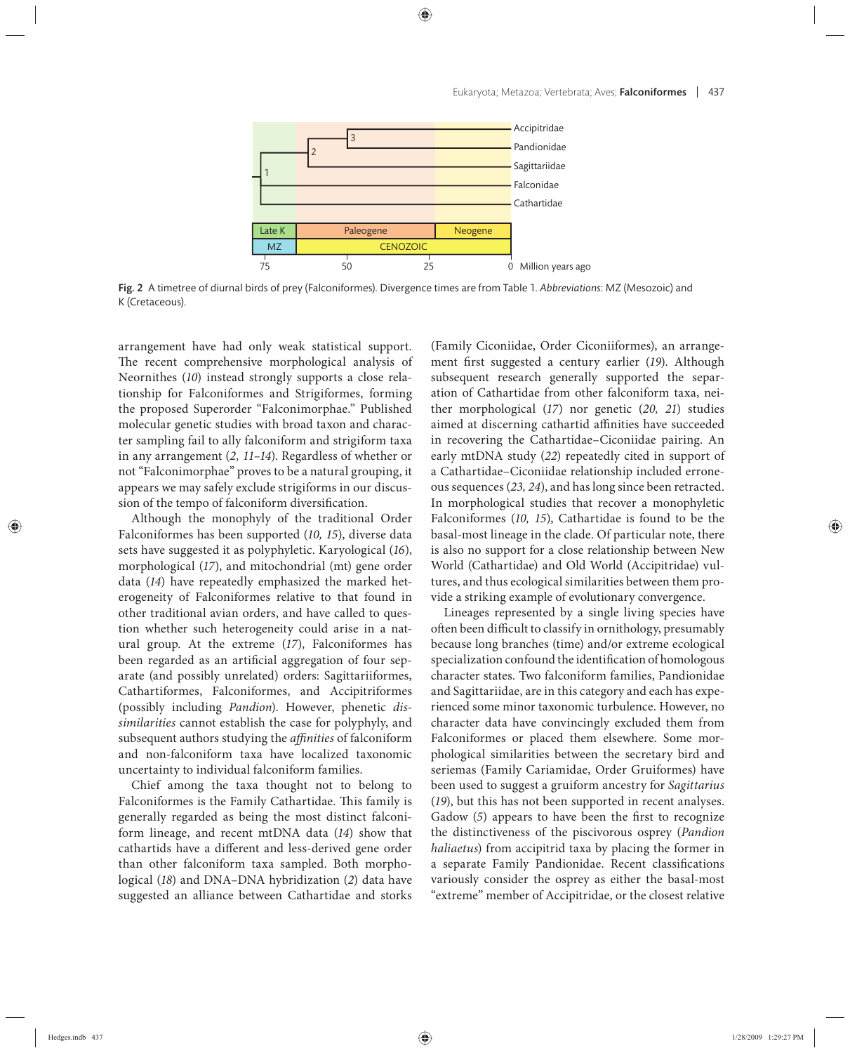Fig. 2 A timetree of diurnal birds of prey (Falconiformes). Divergence times are from Table 1. *Abbreviations*: MZ (Mesozoic) and K (Cretaceous).

arrangement have had only weak statistical support. The recent comprehensive morphological analysis of Neornithes (*10*) instead strongly supports a close relationship for Falconiformes and Strigiformes, forming the proposed Superorder "Falconimorphae." Published molecular genetic studies with broad taxon and character sampling fail to ally falconiform and strigiform taxa in any arrangement (*2, 11–14*). Regardless of whether or not "Falconimorphae" proves to be a natural grouping, it appears we may safely exclude strigiforms in our discussion of the tempo of falconiform diversification.

Although the monophyly of the traditional Order Falconiformes has been supported (*10, 15*), diverse data sets have suggested it as polyphyletic. Karyological (*16*), morphological (*17*), and mitochondrial (mt) gene order data (*14*) have repeatedly emphasized the marked heterogeneity of Falconiformes relative to that found in other traditional avian orders, and have called to question whether such heterogeneity could arise in a natural group. At the extreme (*17*), Falconiformes has been regarded as an artificial aggregation of four separate (and possibly unrelated) orders: Sagittariiformes, Cathartiformes, Falconiformes, and Accipitriformes (possibly including *Pandion*). However, phenetic *dissimilarities* cannot establish the case for polyphyly, and subsequent authors studying the *affinities* of falconiform and non-falconiform taxa have localized taxonomic uncertainty to individual falconiform families.

Chief among the taxa thought not to belong to Falconiformes is the Family Cathartidae. This family is generally regarded as being the most distinct falconiform lineage, and recent mtDNA data (*14*) show that cathartids have a different and less-derived gene order than other falconiform taxa sampled. Both morphological (*18*) and DNA–DNA hybridization (*2*) data have suggested an alliance between Cathartidae and storks (Family Ciconiidae, Order Ciconiiformes), an arrangement first suggested a century earlier (*19*). Although subsequent research generally supported the separation of Cathartidae from other falconiform taxa, neither morphological (*17*) nor genetic (*20, 21*) studies aimed at discerning cathartid affinities have succeeded in recovering the Cathartidae–Ciconiidae pairing. An early mtDNA study (*22*) repeatedly cited in support of a Cathartidae–Ciconiidae relationship included erroneous sequences (*23, 24*), and has long since been retracted. In morphological studies that recover a monophyletic Falconiformes (*10, 15*), Cathartidae is found to be the basal-most lineage in the clade. Of particular note, there is also no support for a close relationship between New World (Cathartidae) and Old World (Accipitridae) vultures, and thus ecological similarities between them provide a striking example of evolutionary convergence.

Lineages represented by a single living species have often been difficult to classify in ornithology, presumably because long branches (time) and/or extreme ecological specialization confound the identification of homologous character states. Two falconiform families, Pandionidae and Sagittariidae, are in this category and each has experienced some minor taxonomic turbulence. However, no character data have convincingly excluded them from Falconiformes or placed them elsewhere. Some morphological similarities between the secretary bird and seriemas (Family Cariamidae, Order Gruiformes) have been used to suggest a gruiform ancestry for *Sagittarius* (*19*), but this has not been supported in recent analyses. Gadow (*5*) appears to have been the first to recognize the distinctiveness of the piscivorous osprey (*Pandion haliaetus*) from accipitrid taxa by placing the former in a separate Family Pandionidae. Recent classifications variously consider the osprey as either the basal-most "extreme" member of Accipitridae, or the closest relative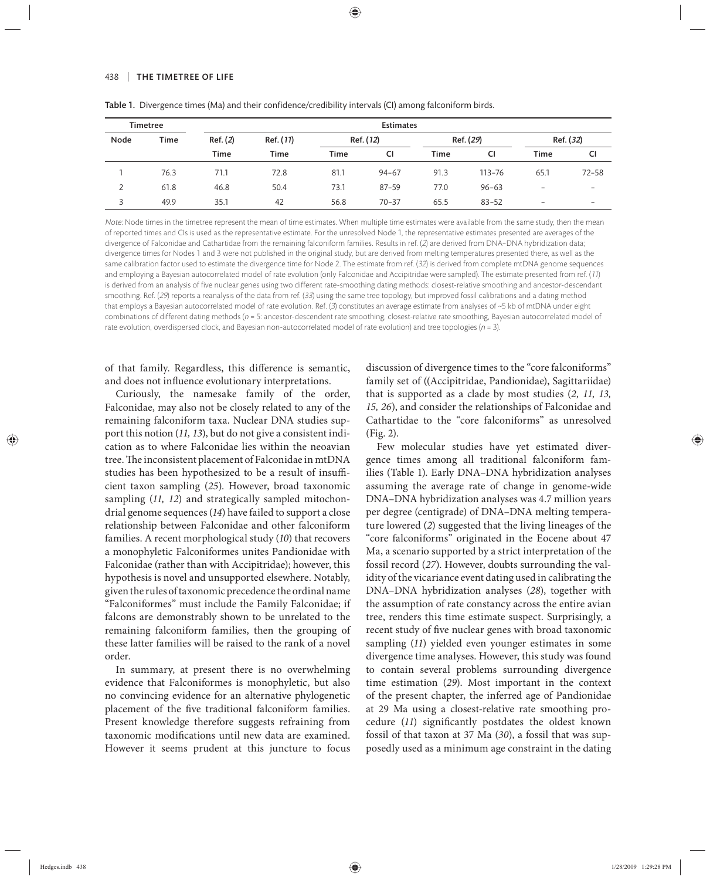**Table 1.** Divergence times (Ma) and their confidence/credibility intervals (CI) among falconiform birds.

| Timetree | | Estimates | | | | | | | |
|---|---|---|---|---|---|---|---|---|---|
| Node | Time | Ref. (*2*) | Ref. (*11*) | Ref. (*12*) | | Ref. (*29*) | | Ref. (*32*) | |
| | | Time | Time | Time | CI | Time | CI | Time | CI |
| 1 | 76.3 | 71.1 | 72.8 | 81.1 | 94–67 | 91.3 | 113–76 | 65.1 | 72–58 |
| 2 | 61.8 | 46.8 | 50.4 | 73.1 | 87–59 | 77.0 | 96–63 | – | – |
| 3 | 49.9 | 35.1 | 42 | 56.8 | 70–37 | 65.5 | 83–52 | – | – |

*Note*: Node times in the timetree represent the mean of time estimates. When multiple time estimates were available from the same study, then the mean of reported times and CIs is used as the representative estimate. For the unresolved Node 1, the representative estimates presented are averages of the divergence of Falconidae and Cathartidae from the remaining falconiform families. Results in ref. (*2*) are derived from DNA–DNA hybridization data; divergence times for Nodes 1 and 3 were not published in the original study, but are derived from melting temperatures presented there, as well as the same calibration factor used to estimate the divergence time for Node 2. The estimate from ref. (*32*) is derived from complete mtDNA genome sequences and employing a Bayesian autocorrelated model of rate evolution (only Falconidae and Accipitridae were sampled). The estimate presented from ref. (*11*) is derived from an analysis of five nuclear genes using two different rate-smoothing dating methods: closest-relative smoothing and ancestor-descendant smoothing. Ref. (*29*) reports a reanalysis of the data from ref. (*33*) using the same tree topology, but improved fossil calibrations and a dating method that employs a Bayesian autocorrelated model of rate evolution. Ref. (*3*) constitutes an average estimate from analyses of ~5 kb of mtDNA under eight combinations of different dating methods ($n$ = 5: ancestor-descendent rate smoothing, closest-relative rate smoothing, Bayesian autocorrelated model of rate evolution, overdispersed clock, and Bayesian non-autocorrelated model of rate evolution) and tree topologies ($n$ = 3).

of that family. Regardless, this difference is semantic, and does not influence evolutionary interpretations.

Curiously, the namesake family of the order, Falconidae, may also not be closely related to any of the remaining falconiform taxa. Nuclear DNA studies support this notion (*11, 13*), but do not give a consistent indication as to where Falconidae lies within the neoavian tree. The inconsistent placement of Falconidae in mtDNA studies has been hypothesized to be a result of insufficient taxon sampling (*25*). However, broad taxonomic sampling (*11, 12*) and strategically sampled mitochondrial genome sequences (*14*) have failed to support a close relationship between Falconidae and other falconiform families. A recent morphological study (*10*) that recovers a monophyletic Falconiformes unites Pandionidae with Falconidae (rather than with Accipitridae); however, this hypothesis is novel and unsupported elsewhere. Notably, given the rules of taxonomic precedence the ordinal name "Falconiformes" must include the Family Falconidae; if falcons are demonstrably shown to be unrelated to the remaining falconiform families, then the grouping of these latter families will be raised to the rank of a novel order.

In summary, at present there is no overwhelming evidence that Falconiformes is monophyletic, but also no convincing evidence for an alternative phylogenetic placement of the five traditional falconiform families. Present knowledge therefore suggests refraining from taxonomic modifications until new data are examined. However it seems prudent at this juncture to focus discussion of divergence times to the "core falconiforms" family set of ((Accipitridae, Pandionidae), Sagittariidae) that is supported as a clade by most studies (*2, 11, 13, 15, 26*), and consider the relationships of Falconidae and Cathartidae to the "core falconiforms" as unresolved (Fig. 2).

Few molecular studies have yet estimated divergence times among all traditional falconiform families (Table 1). Early DNA–DNA hybridization analyses assuming the average rate of change in genome-wide DNA–DNA hybridization analyses was 4.7 million years per degree (centigrade) of DNA–DNA melting temperature lowered (*2*) suggested that the living lineages of the "core falconiforms" originated in the Eocene about 47 Ma, a scenario supported by a strict interpretation of the fossil record (*27*). However, doubts surrounding the validity of the vicariance event dating used in calibrating the DNA–DNA hybridization analyses (*28*), together with the assumption of rate constancy across the entire avian tree, renders this time estimate suspect. Surprisingly, a recent study of five nuclear genes with broad taxonomic sampling (*11*) yielded even younger estimates in some divergence time analyses. However, this study was found to contain several problems surrounding divergence time estimation (*29*). Most important in the context of the present chapter, the inferred age of Pandionidae at 29 Ma using a closest-relative rate smoothing procedure (*11*) significantly postdates the oldest known fossil of that taxon at 37 Ma (*30*), a fossil that was supposedly used as a minimum age constraint in the dating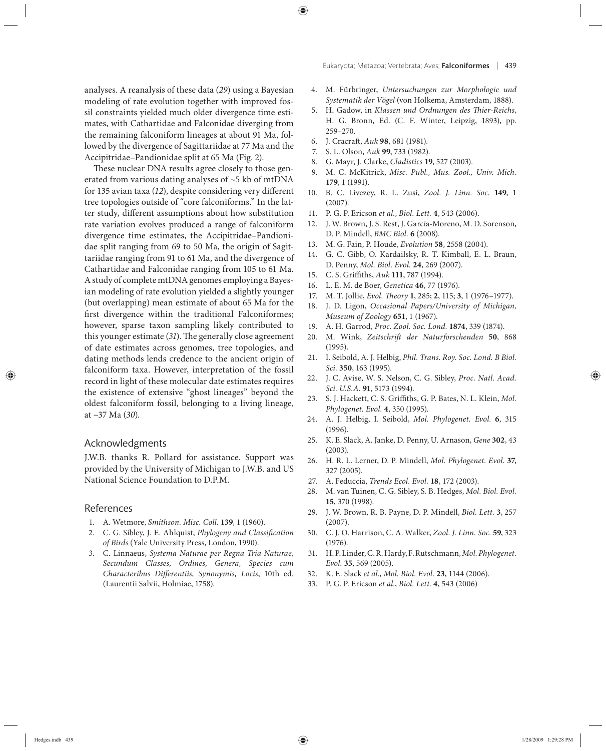analyses. A reanalysis of these data (*29*) using a Bayesian modeling of rate evolution together with improved fossil constraints yielded much older divergence time estimates, with Cathartidae and Falconidae diverging from the remaining falconiform lineages at about 91 Ma, followed by the divergence of Sagittariidae at 77 Ma and the Accipitridae–Pandionidae split at 65 Ma (Fig. 2).

These nuclear DNA results agree closely to those generated from various dating analyses of ~5 kb of mtDNA for 135 avian taxa (*12*), despite considering very different tree topologies outside of "core falconiforms." In the latter study, different assumptions about how substitution rate variation evolves produced a range of falconiform divergence time estimates, the Accipitridae–Pandionidae split ranging from 69 to 50 Ma, the origin of Sagittariidae ranging from 91 to 61 Ma, and the divergence of Cathartidae and Falconidae ranging from 105 to 61 Ma. A study of complete mtDNA genomes employing a Bayesian modeling of rate evolution yielded a slightly younger (but overlapping) mean estimate of about 65 Ma for the first divergence within the traditional Falconiformes; however, sparse taxon sampling likely contributed to this younger estimate (*31*). The generally close agreement of date estimates across genomes, tree topologies, and dating methods lends credence to the ancient origin of falconiform taxa. However, interpretation of the fossil record in light of these molecular date estimates requires the existence of extensive "ghost lineages" beyond the oldest falconiform fossil, belonging to a living lineage, at ~37 Ma (*30*).

## Acknowledgments

J.W.B. thanks R. Pollard for assistance. Support was provided by the University of Michigan to J.W.B. and US National Science Foundation to D.P.M.

## References

1. A. Wetmore, *Smithson. Misc. Coll.* **139**, 1 (1960).
2. C. G. Sibley, J. E. Ahlquist, *Phylogeny and Classification of Birds* (Yale University Press, London, 1990).
3. C. Linnaeus, *Systema Naturae per Regna Tria Naturae, Secundum Classes, Ordines, Genera, Species cum Characteribus Differentiis, Synonymis, Locis*, 10th ed. (Laurentii Salvii, Holmiae, 1758).
4. M. Fürbringer, *Untersuchungen zur Morphologie und Systematik der Vögel* (von Holkema, Amsterdam, 1888).
5. H. Gadow, in *Klassen und Ordnungen des Thier-Reichs*, H. G. Bronn, Ed. (C. F. Winter, Leipzig, 1893), pp. 259–270.
6. J. Cracraft, *Auk* **98**, 681 (1981).
7. S. L. Olson, *Auk* **99**, 733 (1982).
8. G. Mayr, J. Clarke, *Cladistics* **19**, 527 (2003).
9. M. C. McKitrick, *Misc. Publ., Mus. Zool., Univ. Mich.* **179**, 1 (1991).
10. B. C. Livezey, R. L. Zusi, *Zool. J. Linn. Soc.* **149**, 1 (2007).
11. P. G. P. Ericson *et al.*, *Biol. Lett.* **4**, 543 (2006).
12. J. W. Brown, J. S. Rest, J. García-Moreno, M. D. Sorenson, D. P. Mindell, *BMC Biol.* **6** (2008).
13. M. G. Fain, P. Houde, *Evolution* **58**, 2558 (2004).
14. G. C. Gibb, O. Kardailsky, R. T. Kimball, E. L. Braun, D. Penny, *Mol. Biol. Evol.* **24**, 269 (2007).
15. C. S. Griffiths, *Auk* **111**, 787 (1994).
16. L. E. M. de Boer, *Genetica* **46**, 77 (1976).
17. M. T. Jollie, *Evol. Theory* **1**, 285; **2**, 115; **3**, 1 (1976–1977).
18. J. D. Ligon, *Occasional Papers/University of Michigan, Museum of Zoology* **651**, 1 (1967).
19. A. H. Garrod, *Proc. Zool. Soc. Lond.* **1874**, 339 (1874).
20. M. Wink, *Zeitschrift der Naturforschenden* **50**, 868 (1995).
21. I. Seibold, A. J. Helbig, *Phil. Trans. Roy. Soc. Lond. B Biol. Sci.* **350**, 163 (1995).
22. J. C. Avise, W. S. Nelson, C. G. Sibley, *Proc. Natl. Acad. Sci. U.S.A.* **91**, 5173 (1994).
23. S. J. Hackett, C. S. Griffiths, G. P. Bates, N. L. Klein, *Mol. Phylogenet. Evol.* **4**, 350 (1995).
24. A. J. Helbig, I. Seibold, *Mol. Phylogenet. Evol.* **6**, 315 (1996).
25. K. E. Slack, A. Janke, D. Penny, U. Arnason, *Gene* **302**, 43 (2003).
26. H. R. L. Lerner, D. P. Mindell, *Mol. Phylogenet. Evol.* **37**, 327 (2005).
27. A. Feduccia, *Trends Ecol. Evol.* **18**, 172 (2003).
28. M. van Tuinen, C. G. Sibley, S. B. Hedges, *Mol. Biol. Evol.* **15**, 370 (1998).
29. J. W. Brown, R. B. Payne, D. P. Mindell, *Biol. Lett.* **3**, 257 (2007).
30. C. J. O. Harrison, C. A. Walker, *Zool. J. Linn. Soc.* **59**, 323 (1976).
31. H. P. Linder, C. R. Hardy, F. Rutschmann, *Mol. Phylogenet. Evol.* **35**, 569 (2005).
32. K. E. Slack *et al.*, *Mol. Biol. Evol.* **23**, 1144 (2006).
33. P. G. P. Ericson *et al.*, *Biol. Lett.* **4**, 543 (2006)